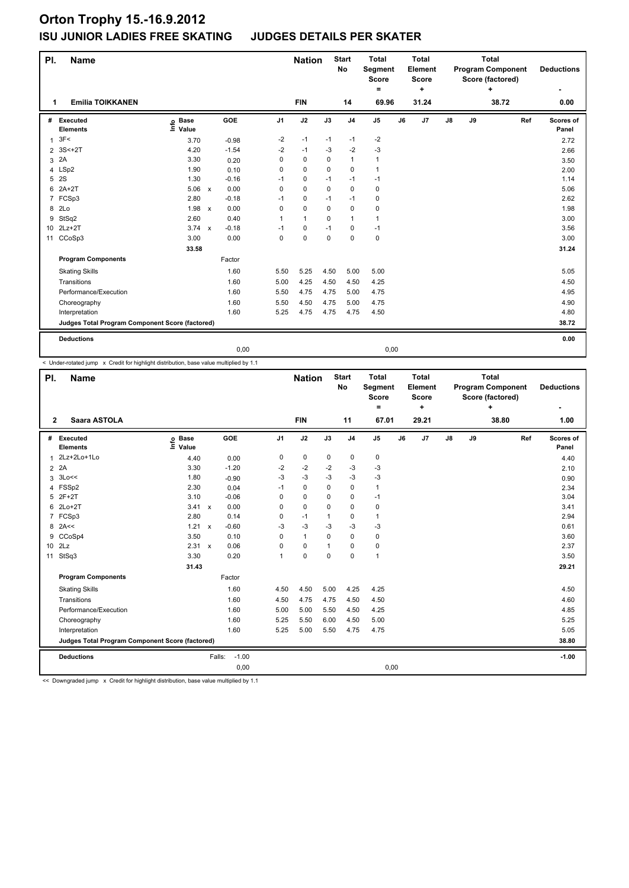# Orton Trophy 15.-16.9.2012

## ISU JUNIOR LADIES FREE SKATING JUDGES DETAILS PER SKATER

| Pl. | Name | Nation | Start No | Total Segment Score = | Total Element Score + | Total Program Component Score (factored) + | Deductions - |
|---|---|---|---|---|---|---|---|
| 1 | Emilia TOIKKANEN | FIN | 14 | 69.96 | 31.24 | 38.72 | 0.00 |

| # | Executed Elements | Info | Base Value | | GOE | J1 | J2 | J3 | J4 | J5 | J6 | J7 | J8 | J9 | Ref | Scores of Panel |
|---|---|---|---|---|---|---|---|---|---|---|---|---|---|---|---|---|
| 1 | 3F< | | 3.70 | | -0.98 | -2 | -1 | -1 | -1 | -2 | | | | | | 2.72 |
| 2 | 3S<+2T | | 4.20 | | -1.54 | -2 | -1 | -3 | -2 | -3 | | | | | | 2.66 |
| 3 | 2A | | 3.30 | | 0.20 | 0 | 0 | 0 | 1 | 1 | | | | | | 3.50 |
| 4 | LSp2 | | 1.90 | | 0.10 | 0 | 0 | 0 | 0 | 1 | | | | | | 2.00 |
| 5 | 2S | | 1.30 | | -0.16 | -1 | 0 | -1 | -1 | -1 | | | | | | 1.14 |
| 6 | 2A+2T | | 5.06 | x | 0.00 | 0 | 0 | 0 | 0 | 0 | | | | | | 5.06 |
| 7 | FCSp3 | | 2.80 | | -0.18 | -1 | 0 | -1 | -1 | 0 | | | | | | 2.62 |
| 8 | 2Lo | | 1.98 | x | 0.00 | 0 | 0 | 0 | 0 | 0 | | | | | | 1.98 |
| 9 | StSq2 | | 2.60 | | 0.40 | 1 | 1 | 0 | 1 | 1 | | | | | | 3.00 |
| 10 | 2Lz+2T | | 3.74 | x | -0.18 | -1 | 0 | -1 | 0 | -1 | | | | | | 3.56 |
| 11 | CCoSp3 | | 3.00 | | 0.00 | 0 | 0 | 0 | 0 | 0 | | | | | | 3.00 |
| | | | 33.58 | | | | | | | | | | | | | 31.24 |
| | **Program Components** | | | | Factor | | | | | | | | | | | |
| | Skating Skills | | | | 1.60 | 5.50 | 5.25 | 4.50 | 5.00 | 5.00 | | | | | | 5.05 |
| | Transitions | | | | 1.60 | 5.00 | 4.25 | 4.50 | 4.50 | 4.25 | | | | | | 4.50 |
| | Performance/Execution | | | | 1.60 | 5.50 | 4.75 | 4.75 | 5.00 | 4.75 | | | | | | 4.95 |
| | Choreography | | | | 1.60 | 5.50 | 4.50 | 4.75 | 5.00 | 4.75 | | | | | | 4.90 |
| | Interpretation | | | | 1.60 | 5.25 | 4.75 | 4.75 | 4.75 | 4.50 | | | | | | 4.80 |
| | **Judges Total Program Component Score (factored)** | | | | | | | | | | | | | | | 38.72 |
| | **Deductions** | | | | | | | | | | | | | | | 0.00 |
| | | | | | 0,00 | | | | | 0,00 | | | | | | |

< Under-rotated jump x Credit for highlight distribution, base value multiplied by 1.1

| Pl. | Name | Nation | Start No | Total Segment Score = | Total Element Score + | Total Program Component Score (factored) + | Deductions - |
|---|---|---|---|---|---|---|---|
| 2 | Saara ASTOLA | FIN | 11 | 67.01 | 29.21 | 38.80 | 1.00 |

| # | Executed Elements | Info | Base Value | | GOE | J1 | J2 | J3 | J4 | J5 | J6 | J7 | J8 | J9 | Ref | Scores of Panel |
|---|---|---|---|---|---|---|---|---|---|---|---|---|---|---|---|---|
| 1 | 2Lz+2Lo+1Lo | | 4.40 | | 0.00 | 0 | 0 | 0 | 0 | 0 | | | | | | 4.40 |
| 2 | 2A | | 3.30 | | -1.20 | -2 | -2 | -2 | -3 | -3 | | | | | | 2.10 |
| 3 | 3Lo<< | | 1.80 | | -0.90 | -3 | -3 | -3 | -3 | -3 | | | | | | 0.90 |
| 4 | FSSp2 | | 2.30 | | 0.04 | -1 | 0 | 0 | 0 | 1 | | | | | | 2.34 |
| 5 | 2F+2T | | 3.10 | | -0.06 | 0 | 0 | 0 | 0 | -1 | | | | | | 3.04 |
| 6 | 2Lo+2T | | 3.41 | x | 0.00 | 0 | 0 | 0 | 0 | 0 | | | | | | 3.41 |
| 7 | FCSp3 | | 2.80 | | 0.14 | 0 | -1 | 1 | 0 | 1 | | | | | | 2.94 |
| 8 | 2A<< | | 1.21 | x | -0.60 | -3 | -3 | -3 | -3 | -3 | | | | | | 0.61 |
| 9 | CCoSp4 | | 3.50 | | 0.10 | 0 | 1 | 0 | 0 | 0 | | | | | | 3.60 |
| 10 | 2Lz | | 2.31 | x | 0.06 | 0 | 0 | 1 | 0 | 0 | | | | | | 2.37 |
| 11 | StSq3 | | 3.30 | | 0.20 | 1 | 0 | 0 | 0 | 1 | | | | | | 3.50 |
| | | | 31.43 | | | | | | | | | | | | | 29.21 |
| | **Program Components** | | | | Factor | | | | | | | | | | | |
| | Skating Skills | | | | 1.60 | 4.50 | 4.50 | 5.00 | 4.25 | 4.25 | | | | | | 4.50 |
| | Transitions | | | | 1.60 | 4.50 | 4.75 | 4.75 | 4.50 | 4.50 | | | | | | 4.60 |
| | Performance/Execution | | | | 1.60 | 5.00 | 5.00 | 5.50 | 4.50 | 4.25 | | | | | | 4.85 |
| | Choreography | | | | 1.60 | 5.25 | 5.50 | 6.00 | 4.50 | 5.00 | | | | | | 5.25 |
| | Interpretation | | | | 1.60 | 5.25 | 5.00 | 5.50 | 4.75 | 4.75 | | | | | | 5.05 |
| | **Judges Total Program Component Score (factored)** | | | | | | | | | | | | | | | 38.80 |
| | **Deductions** | | | Falls: | -1.00 | | | | | | | | | | | -1.00 |
| | | | | | 0,00 | | | | | 0,00 | | | | | | |

<< Downgraded jump x Credit for highlight distribution, base value multiplied by 1.1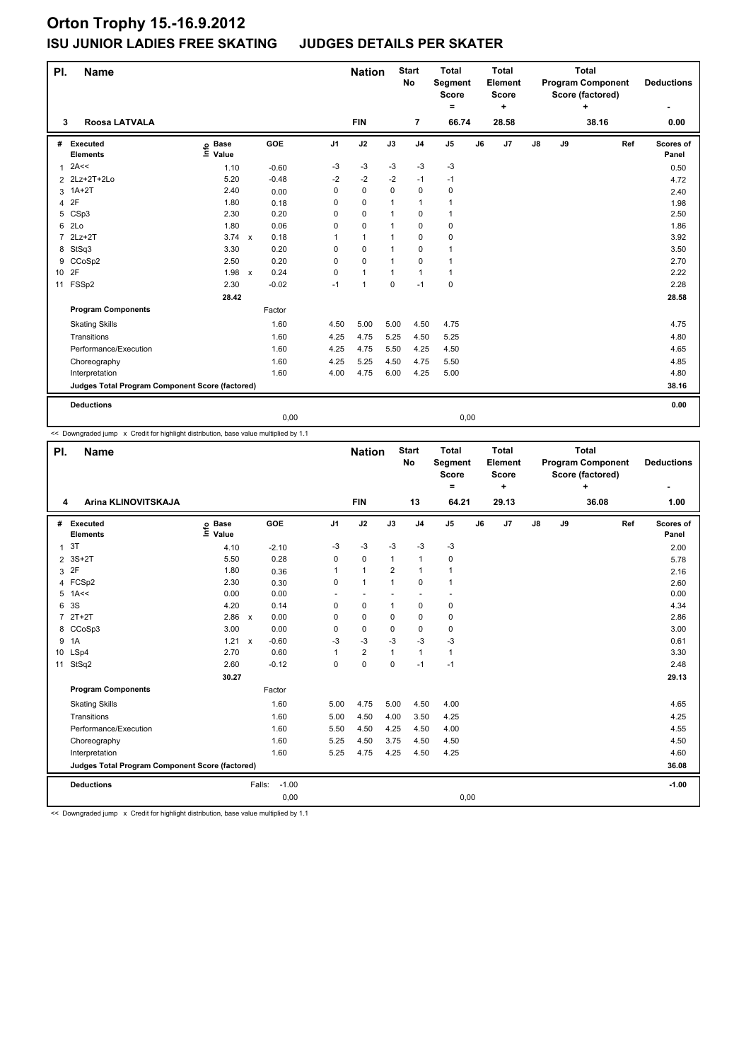# Orton Trophy 15.-16.9.2012

## ISU JUNIOR LADIES FREE SKATING JUDGES DETAILS PER SKATER

| Pl. | Name | Nation | Start No | Total Segment Score = | Total Element Score + | Total Program Component Score (factored) + | Deductions - |
|---|---|---|---|---|---|---|---|
| 3 | Roosa LATVALA | FIN | 7 | 66.74 | 28.58 | 38.16 | 0.00 |

| # | Executed Elements | Info | Base Value | | GOE | J1 | J2 | J3 | J4 | J5 | J6 | J7 | J8 | J9 | Ref | Scores of Panel |
|---|---|---|---|---|---|---|---|---|---|---|---|---|---|---|---|---|
| 1 | 2A<< | | 1.10 | | -0.60 | -3 | -3 | -3 | -3 | -3 | | | | | | 0.50 |
| 2 | 2Lz+2T+2Lo | | 5.20 | | -0.48 | -2 | -2 | -2 | -1 | -1 | | | | | | 4.72 |
| 3 | 1A+2T | | 2.40 | | 0.00 | 0 | 0 | 0 | 0 | 0 | | | | | | 2.40 |
| 4 | 2F | | 1.80 | | 0.18 | 0 | 0 | 1 | 1 | 1 | | | | | | 1.98 |
| 5 | CSp3 | | 2.30 | | 0.20 | 0 | 0 | 1 | 0 | 1 | | | | | | 2.50 |
| 6 | 2Lo | | 1.80 | | 0.06 | 0 | 0 | 1 | 0 | 0 | | | | | | 1.86 |
| 7 | 2Lz+2T | | 3.74 | x | 0.18 | 1 | 1 | 1 | 0 | 0 | | | | | | 3.92 |
| 8 | StSq3 | | 3.30 | | 0.20 | 0 | 0 | 1 | 0 | 1 | | | | | | 3.50 |
| 9 | CCoSp2 | | 2.50 | | 0.20 | 0 | 0 | 1 | 0 | 1 | | | | | | 2.70 |
| 10 | 2F | | 1.98 | x | 0.24 | 0 | 1 | 1 | 1 | 1 | | | | | | 2.22 |
| 11 | FSSp2 | | 2.30 | | -0.02 | -1 | 1 | 0 | -1 | 0 | | | | | | 2.28 |
| | | | 28.42 | | | | | | | | | | | | | 28.58 |
| | **Program Components** | | | | Factor | | | | | | | | | | | |
| | Skating Skills | | | | 1.60 | 4.50 | 5.00 | 5.00 | 4.50 | 4.75 | | | | | | 4.75 |
| | Transitions | | | | 1.60 | 4.25 | 4.75 | 5.25 | 4.50 | 5.25 | | | | | | 4.80 |
| | Performance/Execution | | | | 1.60 | 4.25 | 4.75 | 5.50 | 4.25 | 4.50 | | | | | | 4.65 |
| | Choreography | | | | 1.60 | 4.25 | 5.25 | 4.50 | 4.75 | 5.50 | | | | | | 4.85 |
| | Interpretation | | | | 1.60 | 4.00 | 4.75 | 6.00 | 4.25 | 5.00 | | | | | | 4.80 |
| | **Judges Total Program Component Score (factored)** | | | | | | | | | | | | | | | 38.16 |
| | **Deductions** | | | | | | | | | | | | | | | 0.00 |
| | | | | | 0,00 | | | | | 0,00 | | | | | | |

<< Downgraded jump x Credit for highlight distribution, base value multiplied by 1.1

| Pl. | Name | Nation | Start No | Total Segment Score = | Total Element Score + | Total Program Component Score (factored) + | Deductions - |
|---|---|---|---|---|---|---|---|
| 4 | Arina KLINOVITSKAJA | FIN | 13 | 64.21 | 29.13 | 36.08 | 1.00 |

| # | Executed Elements | Info | Base Value | | GOE | J1 | J2 | J3 | J4 | J5 | J6 | J7 | J8 | J9 | Ref | Scores of Panel |
|---|---|---|---|---|---|---|---|---|---|---|---|---|---|---|---|---|
| 1 | 3T | | 4.10 | | -2.10 | -3 | -3 | -3 | -3 | -3 | | | | | | 2.00 |
| 2 | 3S+2T | | 5.50 | | 0.28 | 0 | 0 | 1 | 1 | 0 | | | | | | 5.78 |
| 3 | 2F | | 1.80 | | 0.36 | 1 | 1 | 2 | 1 | 1 | | | | | | 2.16 |
| 4 | FCSp2 | | 2.30 | | 0.30 | 0 | 1 | 1 | 0 | 1 | | | | | | 2.60 |
| 5 | 1A<< | | 0.00 | | 0.00 | - | - | - | - | - | | | | | | 0.00 |
| 6 | 3S | | 4.20 | | 0.14 | 0 | 0 | 1 | 0 | 0 | | | | | | 4.34 |
| 7 | 2T+2T | | 2.86 | x | 0.00 | 0 | 0 | 0 | 0 | 0 | | | | | | 2.86 |
| 8 | CCoSp3 | | 3.00 | | 0.00 | 0 | 0 | 0 | 0 | 0 | | | | | | 3.00 |
| 9 | 1A | | 1.21 | x | -0.60 | -3 | -3 | -3 | -3 | -3 | | | | | | 0.61 |
| 10 | LSp4 | | 2.70 | | 0.60 | 1 | 2 | 1 | 1 | 1 | | | | | | 3.30 |
| 11 | StSq2 | | 2.60 | | -0.12 | 0 | 0 | 0 | -1 | -1 | | | | | | 2.48 |
| | | | 30.27 | | | | | | | | | | | | | 29.13 |
| | **Program Components** | | | | Factor | | | | | | | | | | | |
| | Skating Skills | | | | 1.60 | 5.00 | 4.75 | 5.00 | 4.50 | 4.00 | | | | | | 4.65 |
| | Transitions | | | | 1.60 | 5.00 | 4.50 | 4.00 | 3.50 | 4.25 | | | | | | 4.25 |
| | Performance/Execution | | | | 1.60 | 5.50 | 4.50 | 4.25 | 4.50 | 4.00 | | | | | | 4.55 |
| | Choreography | | | | 1.60 | 5.25 | 4.50 | 3.75 | 4.50 | 4.50 | | | | | | 4.50 |
| | Interpretation | | | | 1.60 | 5.25 | 4.75 | 4.25 | 4.50 | 4.25 | | | | | | 4.60 |
| | **Judges Total Program Component Score (factored)** | | | | | | | | | | | | | | | 36.08 |
| | **Deductions** | | | Falls: | -1.00 | | | | | | | | | | | -1.00 |
| | | | | | 0,00 | | | | | 0,00 | | | | | | |

<< Downgraded jump x Credit for highlight distribution, base value multiplied by 1.1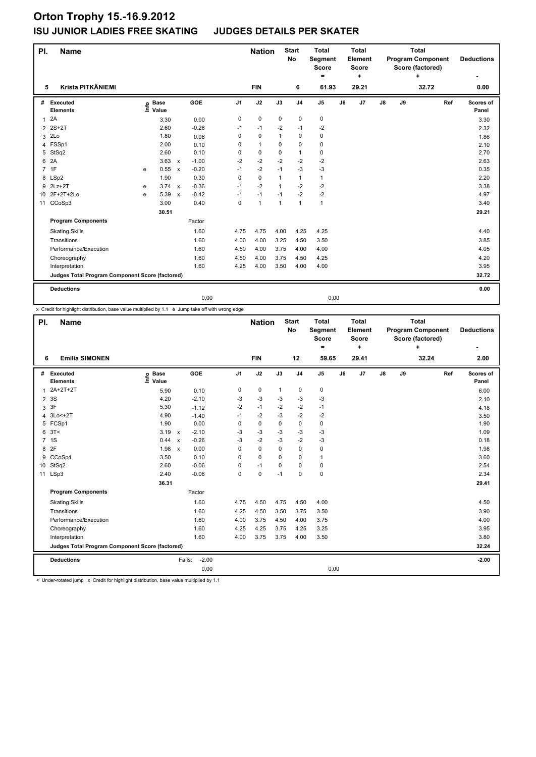# Orton Trophy 15.-16.9.2012

## ISU JUNIOR LADIES FREE SKATING JUDGES DETAILS PER SKATER

| Pl. | Name | Nation | Start No | Total Segment Score = | Total Element Score + | Total Program Component Score (factored) + | Deductions - |
|---|---|---|---|---|---|---|---|
| 5 | Krista PITKÄNIEMI | FIN | 6 | 61.93 | 29.21 | 32.72 | 0.00 |

| # | Executed Elements | Info | Base Value | | GOE | J1 | J2 | J3 | J4 | J5 | J6 | J7 | J8 | J9 | Ref | Scores of Panel |
|---|---|---|---|---|---|---|---|---|---|---|---|---|---|---|---|---|
| 1 | 2A | | 3.30 | | 0.00 | 0 | 0 | 0 | 0 | 0 | | | | | | 3.30 |
| 2 | 2S+2T | | 2.60 | | -0.28 | -1 | -1 | -2 | -1 | -2 | | | | | | 2.32 |
| 3 | 2Lo | | 1.80 | | 0.06 | 0 | 0 | 1 | 0 | 0 | | | | | | 1.86 |
| 4 | FSSp1 | | 2.00 | | 0.10 | 0 | 1 | 0 | 0 | 0 | | | | | | 2.10 |
| 5 | StSq2 | | 2.60 | | 0.10 | 0 | 0 | 0 | 1 | 0 | | | | | | 2.70 |
| 6 | 2A | | 3.63 | x | -1.00 | -2 | -2 | -2 | -2 | -2 | | | | | | 2.63 |
| 7 | 1F | e | 0.55 | x | -0.20 | -1 | -2 | -1 | -3 | -3 | | | | | | 0.35 |
| 8 | LSp2 | | 1.90 | | 0.30 | 0 | 0 | 1 | 1 | 1 | | | | | | 2.20 |
| 9 | 2Lz+2T | e | 3.74 | x | -0.36 | -1 | -2 | 1 | -2 | -2 | | | | | | 3.38 |
| 10 | 2F+2T+2Lo | e | 5.39 | x | -0.42 | -1 | -1 | -1 | -2 | -2 | | | | | | 4.97 |
| 11 | CCoSp3 | | 3.00 | | 0.40 | 0 | 1 | 1 | 1 | 1 | | | | | | 3.40 |
| | | | 30.51 | | | | | | | | | | | | | 29.21 |
| | **Program Components** | | | | Factor | | | | | | | | | | | |
| | Skating Skills | | | | 1.60 | 4.75 | 4.75 | 4.00 | 4.25 | 4.25 | | | | | | 4.40 |
| | Transitions | | | | 1.60 | 4.00 | 4.00 | 3.25 | 4.50 | 3.50 | | | | | | 3.85 |
| | Performance/Execution | | | | 1.60 | 4.50 | 4.00 | 3.75 | 4.00 | 4.00 | | | | | | 4.05 |
| | Choreography | | | | 1.60 | 4.50 | 4.00 | 3.75 | 4.50 | 4.25 | | | | | | 4.20 |
| | Interpretation | | | | 1.60 | 4.25 | 4.00 | 3.50 | 4.00 | 4.00 | | | | | | 3.95 |
| | **Judges Total Program Component Score (factored)** | | | | | | | | | | | | | | | 32.72 |
| | **Deductions** | | | | | | | | | | | | | | | 0.00 |
| | | | | | 0,00 | | | | | 0,00 | | | | | | |

x Credit for highlight distribution, base value multiplied by 1.1 e Jump take off with wrong edge

| Pl. | Name | Nation | Start No | Total Segment Score = | Total Element Score + | Total Program Component Score (factored) + | Deductions - |
|---|---|---|---|---|---|---|---|
| 6 | Emilia SIMONEN | FIN | 12 | 59.65 | 29.41 | 32.24 | 2.00 |

| # | Executed Elements | Info | Base Value | | GOE | J1 | J2 | J3 | J4 | J5 | J6 | J7 | J8 | J9 | Ref | Scores of Panel |
|---|---|---|---|---|---|---|---|---|---|---|---|---|---|---|---|---|
| 1 | 2A+2T+2T | | 5.90 | | 0.10 | 0 | 0 | 1 | 0 | 0 | | | | | | 6.00 |
| 2 | 3S | | 4.20 | | -2.10 | -3 | -3 | -3 | -3 | -3 | | | | | | 2.10 |
| 3 | 3F | | 5.30 | | -1.12 | -2 | -1 | -2 | -2 | -1 | | | | | | 4.18 |
| 4 | 3Lo<+2T | | 4.90 | | -1.40 | -1 | -2 | -3 | -2 | -2 | | | | | | 3.50 |
| 5 | FCSp1 | | 1.90 | | 0.00 | 0 | 0 | 0 | 0 | 0 | | | | | | 1.90 |
| 6 | 3T< | | 3.19 | x | -2.10 | -3 | -3 | -3 | -3 | -3 | | | | | | 1.09 |
| 7 | 1S | | 0.44 | x | -0.26 | -3 | -2 | -3 | -2 | -3 | | | | | | 0.18 |
| 8 | 2F | | 1.98 | x | 0.00 | 0 | 0 | 0 | 0 | 0 | | | | | | 1.98 |
| 9 | CCoSp4 | | 3.50 | | 0.10 | 0 | 0 | 0 | 0 | 1 | | | | | | 3.60 |
| 10 | StSq2 | | 2.60 | | -0.06 | 0 | -1 | 0 | 0 | 0 | | | | | | 2.54 |
| 11 | LSp3 | | 2.40 | | -0.06 | 0 | 0 | -1 | 0 | 0 | | | | | | 2.34 |
| | | | 36.31 | | | | | | | | | | | | | 29.41 |
| | **Program Components** | | | | Factor | | | | | | | | | | | |
| | Skating Skills | | | | 1.60 | 4.75 | 4.50 | 4.75 | 4.50 | 4.00 | | | | | | 4.50 |
| | Transitions | | | | 1.60 | 4.25 | 4.50 | 3.50 | 3.75 | 3.50 | | | | | | 3.90 |
| | Performance/Execution | | | | 1.60 | 4.00 | 3.75 | 4.50 | 4.00 | 3.75 | | | | | | 4.00 |
| | Choreography | | | | 1.60 | 4.25 | 4.25 | 3.75 | 4.25 | 3.25 | | | | | | 3.95 |
| | Interpretation | | | | 1.60 | 4.00 | 3.75 | 3.75 | 4.00 | 3.50 | | | | | | 3.80 |
| | **Judges Total Program Component Score (factored)** | | | | | | | | | | | | | | | 32.24 |
| | **Deductions** | | | Falls: | -2.00 | | | | | | | | | | | -2.00 |
| | | | | | 0,00 | | | | | 0,00 | | | | | | |

< Under-rotated jump x Credit for highlight distribution, base value multiplied by 1.1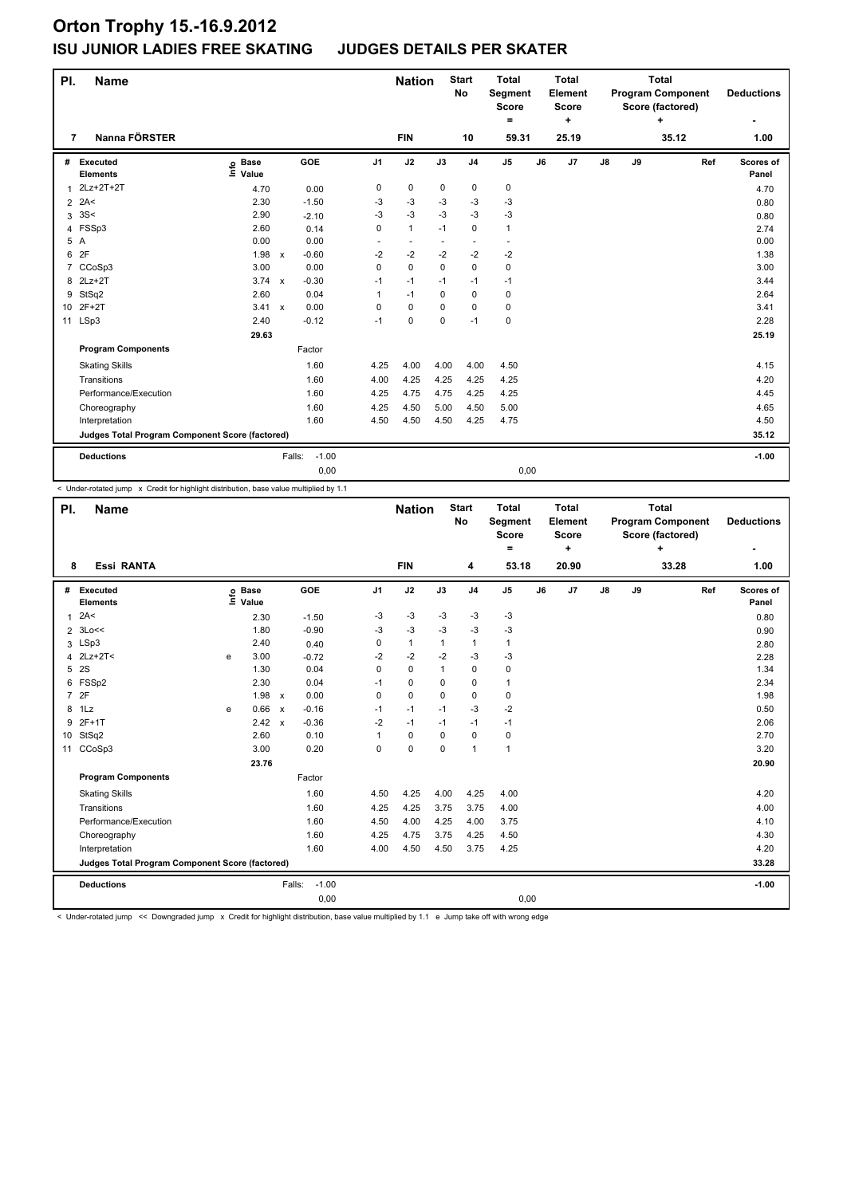# Orton Trophy 15.-16.9.2012

## ISU JUNIOR LADIES FREE SKATING JUDGES DETAILS PER SKATER

| Pl. | Name | Nation | Start No | Total Segment Score = | Total Element Score + | Total Program Component Score (factored) + | Deductions - |
|---|---|---|---|---|---|---|---|
| 7 | Nanna FÖRSTER | FIN | 10 | 59.31 | 25.19 | 35.12 | 1.00 |

| # | Executed Elements | Info | Base Value | | GOE | J1 | J2 | J3 | J4 | J5 | J6 | J7 | J8 | J9 | Ref | Scores of Panel |
|---|---|---|---|---|---|---|---|---|---|---|---|---|---|---|---|---|
| 1 | 2Lz+2T+2T | | 4.70 | | 0.00 | 0 | 0 | 0 | 0 | 0 | | | | | | 4.70 |
| 2 | 2A< | | 2.30 | | -1.50 | -3 | -3 | -3 | -3 | -3 | | | | | | 0.80 |
| 3 | 3S< | | 2.90 | | -2.10 | -3 | -3 | -3 | -3 | -3 | | | | | | 0.80 |
| 4 | FSSp3 | | 2.60 | | 0.14 | 0 | 1 | -1 | 0 | 1 | | | | | | 2.74 |
| 5 | A | | 0.00 | | 0.00 | - | - | - | - | - | | | | | | 0.00 |
| 6 | 2F | | 1.98 | x | -0.60 | -2 | -2 | -2 | -2 | -2 | | | | | | 1.38 |
| 7 | CCoSp3 | | 3.00 | | 0.00 | 0 | 0 | 0 | 0 | 0 | | | | | | 3.00 |
| 8 | 2Lz+2T | | 3.74 | x | -0.30 | -1 | -1 | -1 | -1 | -1 | | | | | | 3.44 |
| 9 | StSq2 | | 2.60 | | 0.04 | 1 | -1 | 0 | 0 | 0 | | | | | | 2.64 |
| 10 | 2F+2T | | 3.41 | x | 0.00 | 0 | 0 | 0 | 0 | 0 | | | | | | 3.41 |
| 11 | LSp3 | | 2.40 | | -0.12 | -1 | 0 | 0 | -1 | 0 | | | | | | 2.28 |
| | | | 29.63 | | | | | | | | | | | | | 25.19 |
| | **Program Components** | | | | Factor | | | | | | | | | | | |
| | Skating Skills | | | | 1.60 | 4.25 | 4.00 | 4.00 | 4.00 | 4.50 | | | | | | 4.15 |
| | Transitions | | | | 1.60 | 4.00 | 4.25 | 4.25 | 4.25 | 4.25 | | | | | | 4.20 |
| | Performance/Execution | | | | 1.60 | 4.25 | 4.75 | 4.75 | 4.25 | 4.25 | | | | | | 4.45 |
| | Choreography | | | | 1.60 | 4.25 | 4.50 | 5.00 | 4.50 | 5.00 | | | | | | 4.65 |
| | Interpretation | | | | 1.60 | 4.50 | 4.50 | 4.50 | 4.25 | 4.75 | | | | | | 4.50 |
| | **Judges Total Program Component Score (factored)** | | | | | | | | | | | | | | | 35.12 |
| | **Deductions** | | | Falls: | -1.00 | | | | | | | | | | | -1.00 |
| | | | | | 0,00 | | | | | 0,00 | | | | | | |

< Under-rotated jump x Credit for highlight distribution, base value multiplied by 1.1

| Pl. | Name | Nation | Start No | Total Segment Score = | Total Element Score + | Total Program Component Score (factored) + | Deductions - |
|---|---|---|---|---|---|---|---|
| 8 | Essi RANTA | FIN | 4 | 53.18 | 20.90 | 33.28 | 1.00 |

| # | Executed Elements | Info | Base Value | | GOE | J1 | J2 | J3 | J4 | J5 | J6 | J7 | J8 | J9 | Ref | Scores of Panel |
|---|---|---|---|---|---|---|---|---|---|---|---|---|---|---|---|---|
| 1 | 2A< | | 2.30 | | -1.50 | -3 | -3 | -3 | -3 | -3 | | | | | | 0.80 |
| 2 | 3Lo<< | | 1.80 | | -0.90 | -3 | -3 | -3 | -3 | -3 | | | | | | 0.90 |
| 3 | LSp3 | | 2.40 | | 0.40 | 0 | 1 | 1 | 1 | 1 | | | | | | 2.80 |
| 4 | 2Lz+2T< | e | 3.00 | | -0.72 | -2 | -2 | -2 | -3 | -3 | | | | | | 2.28 |
| 5 | 2S | | 1.30 | | 0.04 | 0 | 0 | 1 | 0 | 0 | | | | | | 1.34 |
| 6 | FSSp2 | | 2.30 | | 0.04 | -1 | 0 | 0 | 0 | 1 | | | | | | 2.34 |
| 7 | 2F | | 1.98 | x | 0.00 | 0 | 0 | 0 | 0 | 0 | | | | | | 1.98 |
| 8 | 1Lz | e | 0.66 | x | -0.16 | -1 | -1 | -1 | -3 | -2 | | | | | | 0.50 |
| 9 | 2F+1T | | 2.42 | x | -0.36 | -2 | -1 | -1 | -1 | -1 | | | | | | 2.06 |
| 10 | StSq2 | | 2.60 | | 0.10 | 1 | 0 | 0 | 0 | 0 | | | | | | 2.70 |
| 11 | CCoSp3 | | 3.00 | | 0.20 | 0 | 0 | 0 | 1 | 1 | | | | | | 3.20 |
| | | | 23.76 | | | | | | | | | | | | | 20.90 |
| | **Program Components** | | | | Factor | | | | | | | | | | | |
| | Skating Skills | | | | 1.60 | 4.50 | 4.25 | 4.00 | 4.25 | 4.00 | | | | | | 4.20 |
| | Transitions | | | | 1.60 | 4.25 | 4.25 | 3.75 | 3.75 | 4.00 | | | | | | 4.00 |
| | Performance/Execution | | | | 1.60 | 4.50 | 4.00 | 4.25 | 4.00 | 3.75 | | | | | | 4.10 |
| | Choreography | | | | 1.60 | 4.25 | 4.75 | 3.75 | 4.25 | 4.50 | | | | | | 4.30 |
| | Interpretation | | | | 1.60 | 4.00 | 4.50 | 4.50 | 3.75 | 4.25 | | | | | | 4.20 |
| | **Judges Total Program Component Score (factored)** | | | | | | | | | | | | | | | 33.28 |
| | **Deductions** | | | Falls: | -1.00 | | | | | | | | | | | -1.00 |
| | | | | | 0,00 | | | | | 0,00 | | | | | | |

< Under-rotated jump << Downgraded jump x Credit for highlight distribution, base value multiplied by 1.1 e Jump take off with wrong edge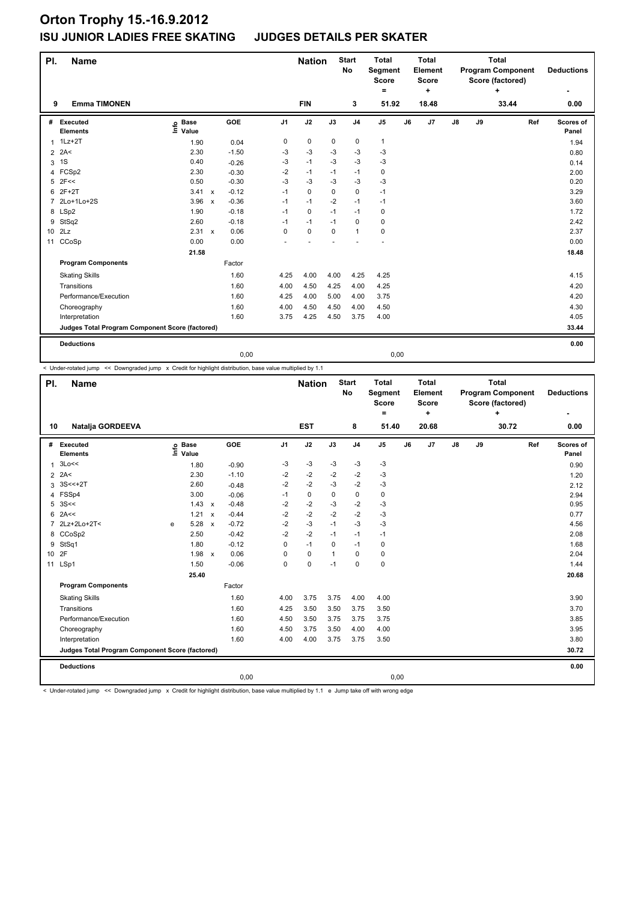# Orton Trophy 15.-16.9.2012

## ISU JUNIOR LADIES FREE SKATING    JUDGES DETAILS PER SKATER

| Pl. | Name | Nation | Start No | Total Segment Score = | Total Element Score + | Total Program Component Score (factored) + | Deductions - |
|---|---|---|---|---|---|---|---|
| 9 | Emma TIMONEN | FIN | 3 | 51.92 | 18.48 | 33.44 | 0.00 |

| # | Executed Elements | Info | Base Value | | GOE | J1 | J2 | J3 | J4 | J5 | J6 | J7 | J8 | J9 | Ref | Scores of Panel |
|---|---|---|---|---|---|---|---|---|---|---|---|---|---|---|---|---|
| 1 | 1Lz+2T | | 1.90 | | 0.04 | 0 | 0 | 0 | 0 | 1 | | | | | | 1.94 |
| 2 | 2A< | | 2.30 | | -1.50 | -3 | -3 | -3 | -3 | -3 | | | | | | 0.80 |
| 3 | 1S | | 0.40 | | -0.26 | -3 | -1 | -3 | -3 | -3 | | | | | | 0.14 |
| 4 | FCSp2 | | 2.30 | | -0.30 | -2 | -1 | -1 | -1 | 0 | | | | | | 2.00 |
| 5 | 2F<< | | 0.50 | | -0.30 | -3 | -3 | -3 | -3 | -3 | | | | | | 0.20 |
| 6 | 2F+2T | | 3.41 | x | -0.12 | -1 | 0 | 0 | 0 | -1 | | | | | | 3.29 |
| 7 | 2Lo+1Lo+2S | | 3.96 | x | -0.36 | -1 | -1 | -2 | -1 | -1 | | | | | | 3.60 |
| 8 | LSp2 | | 1.90 | | -0.18 | -1 | 0 | -1 | -1 | 0 | | | | | | 1.72 |
| 9 | StSq2 | | 2.60 | | -0.18 | -1 | -1 | -1 | 0 | 0 | | | | | | 2.42 |
| 10 | 2Lz | | 2.31 | x | 0.06 | 0 | 0 | 0 | 1 | 0 | | | | | | 2.37 |
| 11 | CCoSp | | 0.00 | | 0.00 | - | - | - | - | - | | | | | | 0.00 |
| | | | 21.58 | | | | | | | | | | | | | 18.48 |
| | **Program Components** | | | | Factor | | | | | | | | | | | |
| | Skating Skills | | | | 1.60 | 4.25 | 4.00 | 4.00 | 4.25 | 4.25 | | | | | | 4.15 |
| | Transitions | | | | 1.60 | 4.00 | 4.50 | 4.25 | 4.00 | 4.25 | | | | | | 4.20 |
| | Performance/Execution | | | | 1.60 | 4.25 | 4.00 | 5.00 | 4.00 | 3.75 | | | | | | 4.20 |
| | Choreography | | | | 1.60 | 4.00 | 4.50 | 4.50 | 4.00 | 4.50 | | | | | | 4.30 |
| | Interpretation | | | | 1.60 | 3.75 | 4.25 | 4.50 | 3.75 | 4.00 | | | | | | 4.05 |
| | **Judges Total Program Component Score (factored)** | | | | | | | | | | | | | | | 33.44 |
| | **Deductions** | | | | | | | | | | | | | | | 0.00 |
| | | | | | 0,00 | | | | | 0,00 | | | | | | |

< Under-rotated jump << Downgraded jump x Credit for highlight distribution, base value multiplied by 1.1

| Pl. | Name | Nation | Start No | Total Segment Score = | Total Element Score + | Total Program Component Score (factored) + | Deductions - |
|---|---|---|---|---|---|---|---|
| 10 | Natalja GORDEEVA | EST | 8 | 51.40 | 20.68 | 30.72 | 0.00 |

| # | Executed Elements | Info | Base Value | | GOE | J1 | J2 | J3 | J4 | J5 | J6 | J7 | J8 | J9 | Ref | Scores of Panel |
|---|---|---|---|---|---|---|---|---|---|---|---|---|---|---|---|---|
| 1 | 3Lo<< | | 1.80 | | -0.90 | -3 | -3 | -3 | -3 | -3 | | | | | | 0.90 |
| 2 | 2A< | | 2.30 | | -1.10 | -2 | -2 | -2 | -2 | -3 | | | | | | 1.20 |
| 3 | 3S<<+2T | | 2.60 | | -0.48 | -2 | -2 | -3 | -2 | -3 | | | | | | 2.12 |
| 4 | FSSp4 | | 3.00 | | -0.06 | -1 | 0 | 0 | 0 | 0 | | | | | | 2.94 |
| 5 | 3S<< | | 1.43 | x | -0.48 | -2 | -2 | -3 | -2 | -3 | | | | | | 0.95 |
| 6 | 2A<< | | 1.21 | x | -0.44 | -2 | -2 | -2 | -2 | -3 | | | | | | 0.77 |
| 7 | 2Lz+2Lo+2T< | e | 5.28 | x | -0.72 | -2 | -3 | -1 | -3 | -3 | | | | | | 4.56 |
| 8 | CCoSp2 | | 2.50 | | -0.42 | -2 | -2 | -1 | -1 | -1 | | | | | | 2.08 |
| 9 | StSq1 | | 1.80 | | -0.12 | 0 | -1 | 0 | -1 | 0 | | | | | | 1.68 |
| 10 | 2F | | 1.98 | x | 0.06 | 0 | 0 | 1 | 0 | 0 | | | | | | 2.04 |
| 11 | LSp1 | | 1.50 | | -0.06 | 0 | 0 | -1 | 0 | 0 | | | | | | 1.44 |
| | | | 25.40 | | | | | | | | | | | | | 20.68 |
| | **Program Components** | | | | Factor | | | | | | | | | | | |
| | Skating Skills | | | | 1.60 | 4.00 | 3.75 | 3.75 | 4.00 | 4.00 | | | | | | 3.90 |
| | Transitions | | | | 1.60 | 4.25 | 3.50 | 3.50 | 3.75 | 3.50 | | | | | | 3.70 |
| | Performance/Execution | | | | 1.60 | 4.50 | 3.50 | 3.75 | 3.75 | 3.75 | | | | | | 3.85 |
| | Choreography | | | | 1.60 | 4.50 | 3.75 | 3.50 | 4.00 | 4.00 | | | | | | 3.95 |
| | Interpretation | | | | 1.60 | 4.00 | 4.00 | 3.75 | 3.75 | 3.50 | | | | | | 3.80 |
| | **Judges Total Program Component Score (factored)** | | | | | | | | | | | | | | | 30.72 |
| | **Deductions** | | | | | | | | | | | | | | | 0.00 |
| | | | | | 0,00 | | | | | 0,00 | | | | | | |

< Under-rotated jump << Downgraded jump x Credit for highlight distribution, base value multiplied by 1.1 e Jump take off with wrong edge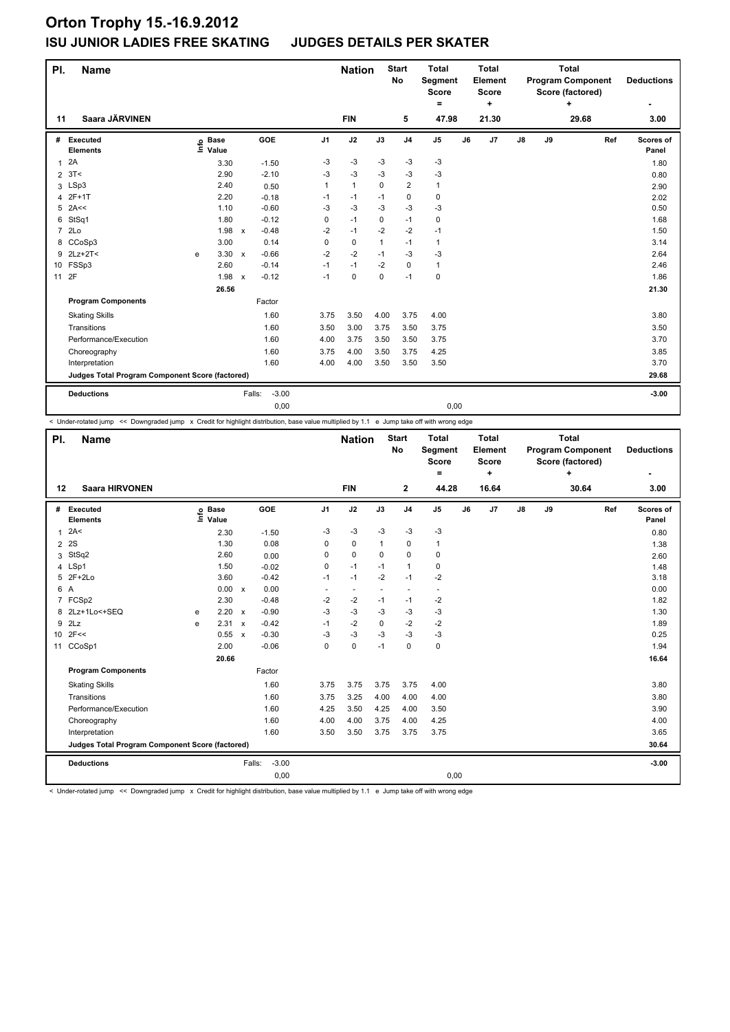# Orton Trophy 15.-16.9.2012

## ISU JUNIOR LADIES FREE SKATING JUDGES DETAILS PER SKATER

| Pl. | Name | Nation | Start No | Total Segment Score = | Total Element Score + | Total Program Component Score (factored) + | Deductions - |
|---|---|---|---|---|---|---|---|
| 11 | Saara JÄRVINEN | FIN | 5 | 47.98 | 21.30 | 29.68 | 3.00 |

| # | Executed Elements | Info | Base Value | | GOE | J1 | J2 | J3 | J4 | J5 | J6 | J7 | J8 | J9 | Ref | Scores of Panel |
|---|---|---|---|---|---|---|---|---|---|---|---|---|---|---|---|---|
| 1 | 2A | | 3.30 | | -1.50 | -3 | -3 | -3 | -3 | -3 | | | | | | 1.80 |
| 2 | 3T< | | 2.90 | | -2.10 | -3 | -3 | -3 | -3 | -3 | | | | | | 0.80 |
| 3 | LSp3 | | 2.40 | | 0.50 | 1 | 1 | 0 | 2 | 1 | | | | | | 2.90 |
| 4 | 2F+1T | | 2.20 | | -0.18 | -1 | -1 | -1 | 0 | 0 | | | | | | 2.02 |
| 5 | 2A<< | | 1.10 | | -0.60 | -3 | -3 | -3 | -3 | -3 | | | | | | 0.50 |
| 6 | StSq1 | | 1.80 | | -0.12 | 0 | -1 | 0 | -1 | 0 | | | | | | 1.68 |
| 7 | 2Lo | | 1.98 | x | -0.48 | -2 | -1 | -2 | -2 | -1 | | | | | | 1.50 |
| 8 | CCoSp3 | | 3.00 | | 0.14 | 0 | 0 | 1 | -1 | 1 | | | | | | 3.14 |
| 9 | 2Lz+2T< | e | 3.30 | x | -0.66 | -2 | -2 | -1 | -3 | -3 | | | | | | 2.64 |
| 10 | FSSp3 | | 2.60 | | -0.14 | -1 | -1 | -2 | 0 | 1 | | | | | | 2.46 |
| 11 | 2F | | 1.98 | x | -0.12 | -1 | 0 | 0 | -1 | 0 | | | | | | 1.86 |
| | | | 26.56 | | | | | | | | | | | | | 21.30 |
| | **Program Components** | | | | Factor | | | | | | | | | | | |
| | Skating Skills | | | | 1.60 | 3.75 | 3.50 | 4.00 | 3.75 | 4.00 | | | | | | 3.80 |
| | Transitions | | | | 1.60 | 3.50 | 3.00 | 3.75 | 3.50 | 3.75 | | | | | | 3.50 |
| | Performance/Execution | | | | 1.60 | 4.00 | 3.75 | 3.50 | 3.50 | 3.75 | | | | | | 3.70 |
| | Choreography | | | | 1.60 | 3.75 | 4.00 | 3.50 | 3.75 | 4.25 | | | | | | 3.85 |
| | Interpretation | | | | 1.60 | 4.00 | 4.00 | 3.50 | 3.50 | 3.50 | | | | | | 3.70 |
| | **Judges Total Program Component Score (factored)** | | | | | | | | | | | | | | | 29.68 |
| | **Deductions** | | | Falls: | -3.00 | | | | | | | | | | | -3.00 |
| | | | | | 0,00 | | | | | 0,00 | | | | | | |

< Under-rotated jump << Downgraded jump x Credit for highlight distribution, base value multiplied by 1.1 e Jump take off with wrong edge

| Pl. | Name | Nation | Start No | Total Segment Score = | Total Element Score + | Total Program Component Score (factored) + | Deductions - |
|---|---|---|---|---|---|---|---|
| 12 | Saara HIRVONEN | FIN | 2 | 44.28 | 16.64 | 30.64 | 3.00 |

| # | Executed Elements | Info | Base Value | | GOE | J1 | J2 | J3 | J4 | J5 | J6 | J7 | J8 | J9 | Ref | Scores of Panel |
|---|---|---|---|---|---|---|---|---|---|---|---|---|---|---|---|---|
| 1 | 2A< | | 2.30 | | -1.50 | -3 | -3 | -3 | -3 | -3 | | | | | | 0.80 |
| 2 | 2S | | 1.30 | | 0.08 | 0 | 0 | 1 | 0 | 1 | | | | | | 1.38 |
| 3 | StSq2 | | 2.60 | | 0.00 | 0 | 0 | 0 | 0 | 0 | | | | | | 2.60 |
| 4 | LSp1 | | 1.50 | | -0.02 | 0 | -1 | -1 | 1 | 0 | | | | | | 1.48 |
| 5 | 2F+2Lo | | 3.60 | | -0.42 | -1 | -1 | -2 | -1 | -2 | | | | | | 3.18 |
| 6 | A | | 0.00 | x | 0.00 | - | - | - | - | - | | | | | | 0.00 |
| 7 | FCSp2 | | 2.30 | | -0.48 | -2 | -2 | -1 | -1 | -2 | | | | | | 1.82 |
| 8 | 2Lz+1Lo<+SEQ | e | 2.20 | x | -0.90 | -3 | -3 | -3 | -3 | -3 | | | | | | 1.30 |
| 9 | 2Lz | e | 2.31 | x | -0.42 | -1 | -2 | 0 | -2 | -2 | | | | | | 1.89 |
| 10 | 2F<< | | 0.55 | x | -0.30 | -3 | -3 | -3 | -3 | -3 | | | | | | 0.25 |
| 11 | CCoSp1 | | 2.00 | | -0.06 | 0 | 0 | -1 | 0 | 0 | | | | | | 1.94 |
| | | | 20.66 | | | | | | | | | | | | | 16.64 |
| | **Program Components** | | | | Factor | | | | | | | | | | | |
| | Skating Skills | | | | 1.60 | 3.75 | 3.75 | 3.75 | 3.75 | 4.00 | | | | | | 3.80 |
| | Transitions | | | | 1.60 | 3.75 | 3.25 | 4.00 | 4.00 | 4.00 | | | | | | 3.80 |
| | Performance/Execution | | | | 1.60 | 4.25 | 3.50 | 4.25 | 4.00 | 3.50 | | | | | | 3.90 |
| | Choreography | | | | 1.60 | 4.00 | 4.00 | 3.75 | 4.00 | 4.25 | | | | | | 4.00 |
| | Interpretation | | | | 1.60 | 3.50 | 3.50 | 3.75 | 3.75 | 3.75 | | | | | | 3.65 |
| | **Judges Total Program Component Score (factored)** | | | | | | | | | | | | | | | 30.64 |
| | **Deductions** | | | Falls: | -3.00 | | | | | | | | | | | -3.00 |
| | | | | | 0,00 | | | | | 0,00 | | | | | | |

< Under-rotated jump << Downgraded jump x Credit for highlight distribution, base value multiplied by 1.1 e Jump take off with wrong edge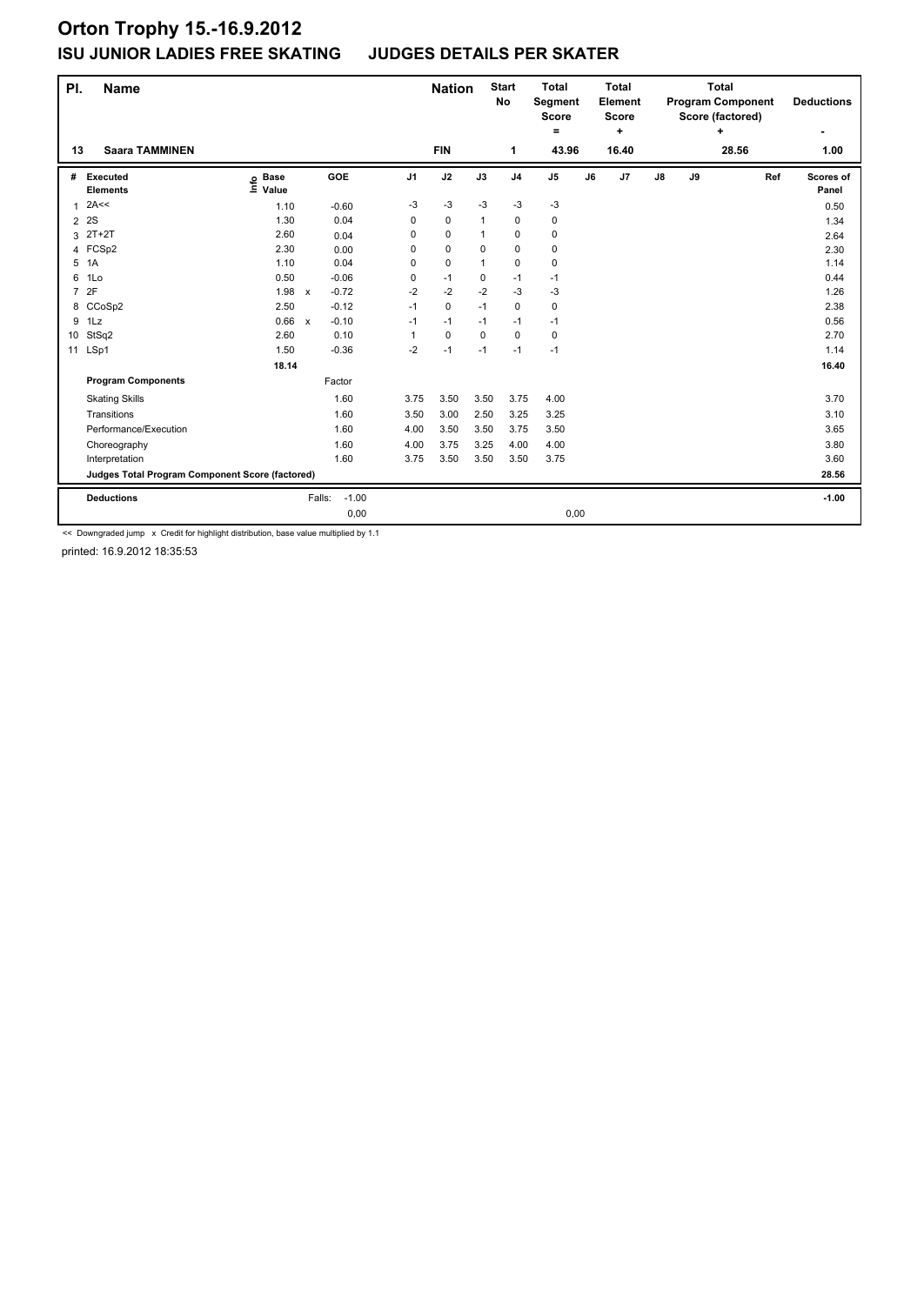# Orton Trophy 15.-16.9.2012

## ISU JUNIOR LADIES FREE SKATING JUDGES DETAILS PER SKATER

| Pl. | Name | Nation | Start No | Total Segment Score = | Total Element Score + | Total Program Component Score (factored) + | Deductions - |
|---|---|---|---|---|---|---|---|
| 13 | Saara TAMMINEN | FIN | 1 | 43.96 | 16.40 | 28.56 | 1.00 |

| # | Executed Elements | Info | Base Value | | GOE | J1 | J2 | J3 | J4 | J5 | J6 | J7 | J8 | J9 | Ref | Scores of Panel |
|---|---|---|---|---|---|---|---|---|---|---|---|---|---|---|---|---|
| 1 | 2A<< | | 1.10 | | -0.60 | -3 | -3 | -3 | -3 | -3 | | | | | | 0.50 |
| 2 | 2S | | 1.30 | | 0.04 | 0 | 0 | 1 | 0 | 0 | | | | | | 1.34 |
| 3 | 2T+2T | | 2.60 | | 0.04 | 0 | 0 | 1 | 0 | 0 | | | | | | 2.64 |
| 4 | FCSp2 | | 2.30 | | 0.00 | 0 | 0 | 0 | 0 | 0 | | | | | | 2.30 |
| 5 | 1A | | 1.10 | | 0.04 | 0 | 0 | 1 | 0 | 0 | | | | | | 1.14 |
| 6 | 1Lo | | 0.50 | | -0.06 | 0 | -1 | 0 | -1 | -1 | | | | | | 0.44 |
| 7 | 2F | | 1.98 | x | -0.72 | -2 | -2 | -2 | -3 | -3 | | | | | | 1.26 |
| 8 | CCoSp2 | | 2.50 | | -0.12 | -1 | 0 | -1 | 0 | 0 | | | | | | 2.38 |
| 9 | 1Lz | | 0.66 | x | -0.10 | -1 | -1 | -1 | -1 | -1 | | | | | | 0.56 |
| 10 | StSq2 | | 2.60 | | 0.10 | 1 | 0 | 0 | 0 | 0 | | | | | | 2.70 |
| 11 | LSp1 | | 1.50 | | -0.36 | -2 | -1 | -1 | -1 | -1 | | | | | | 1.14 |
| | | | 18.14 | | | | | | | | | | | | | 16.40 |
| | **Program Components** | | | | Factor | | | | | | | | | | | |
| | Skating Skills | | | | 1.60 | 3.75 | 3.50 | 3.50 | 3.75 | 4.00 | | | | | | 3.70 |
| | Transitions | | | | 1.60 | 3.50 | 3.00 | 2.50 | 3.25 | 3.25 | | | | | | 3.10 |
| | Performance/Execution | | | | 1.60 | 4.00 | 3.50 | 3.50 | 3.75 | 3.50 | | | | | | 3.65 |
| | Choreography | | | | 1.60 | 4.00 | 3.75 | 3.25 | 4.00 | 4.00 | | | | | | 3.80 |
| | Interpretation | | | | 1.60 | 3.75 | 3.50 | 3.50 | 3.50 | 3.75 | | | | | | 3.60 |
| | **Judges Total Program Component Score (factored)** | | | | | | | | | | | | | | | 28.56 |
| | **Deductions** | | | Falls: | -1.00 | | | | | | | | | | | -1.00 |
| | | | | | 0,00 | | | | | 0,00 | | | | | | |

<< Downgraded jump x Credit for highlight distribution, base value multiplied by 1.1

printed: 16.9.2012 18:35:53